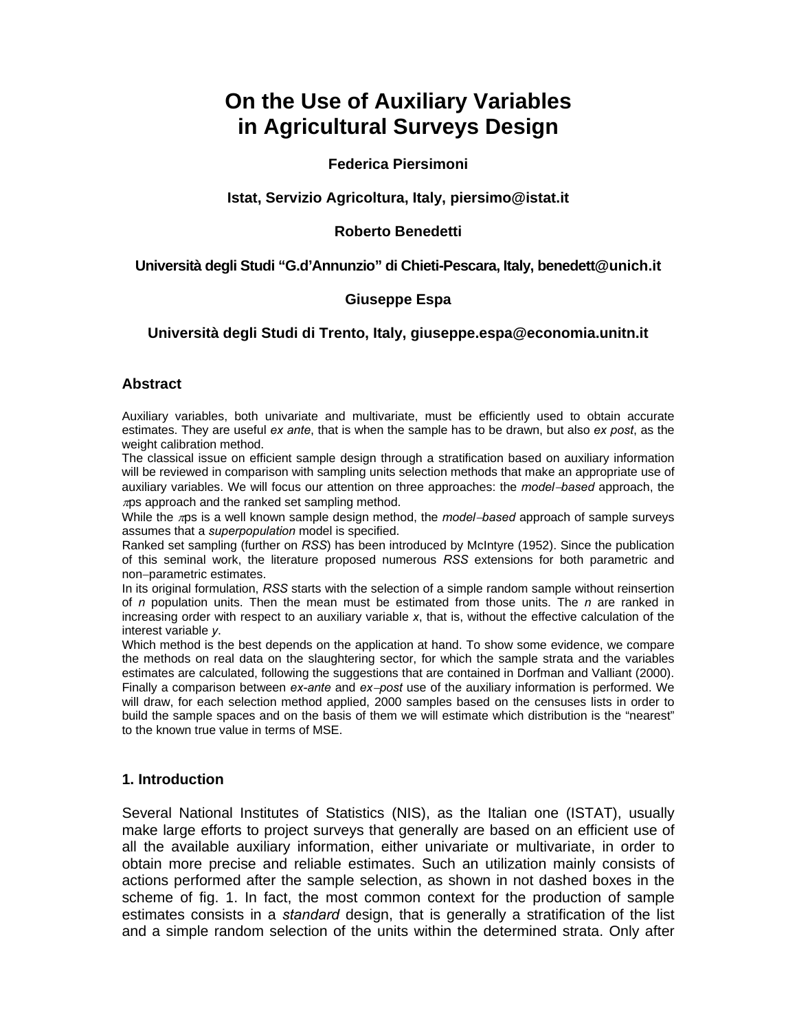# On the Use of Auxiliary Variables in Agricultural Surveys Design

**Federica Piersimoni**

**Istat, Servizio Agricoltura, Italy, piersimo@istat.it**

**Roberto Benedetti**

**Università degli Studi "G.d'Annunzio" di Chieti-Pescara, Italy, benedett@unich.it**

**Giuseppe Espa**

**Università degli Studi di Trento, Italy, giuseppe.espa@economia.unitn.it**

### Abstract

Auxiliary variables, both univariate and multivariate, must be efficiently used to obtain accurate estimates. They are useful *ex ante*, that is when the sample has to be drawn, but also *ex post*, as the weight calibration method.

The classical issue on efficient sample design through a stratification based on auxiliary information will be reviewed in comparison with sampling units selection methods that make an appropriate use of auxiliary variables. We will focus our attention on three approaches: the *model−based* approach, the $\pi$ps approach and the ranked set sampling method.

While the $\pi$ps is a well known sample design method, the *model−based* approach of sample surveys assumes that a *superpopulation* model is specified.

Ranked set sampling (further on *RSS*) has been introduced by McIntyre (1952). Since the publication of this seminal work, the literature proposed numerous *RSS* extensions for both parametric and non−parametric estimates.

In its original formulation, *RSS* starts with the selection of a simple random sample without reinsertion of *n* population units. Then the mean must be estimated from those units. The *n* are ranked in increasing order with respect to an auxiliary variable *x*, that is, without the effective calculation of the interest variable *y*.

Which method is the best depends on the application at hand. To show some evidence, we compare the methods on real data on the slaughtering sector, for which the sample strata and the variables estimates are calculated, following the suggestions that are contained in Dorfman and Valliant (2000). Finally a comparison between *ex-ante* and *ex−post* use of the auxiliary information is performed. We will draw, for each selection method applied, 2000 samples based on the censuses lists in order to build the sample spaces and on the basis of them we will estimate which distribution is the "nearest" to the known true value in terms of MSE.

### 1. Introduction

Several National Institutes of Statistics (NIS), as the Italian one (ISTAT), usually make large efforts to project surveys that generally are based on an efficient use of all the available auxiliary information, either univariate or multivariate, in order to obtain more precise and reliable estimates. Such an utilization mainly consists of actions performed after the sample selection, as shown in not dashed boxes in the scheme of fig. 1. In fact, the most common context for the production of sample estimates consists in a *standard* design, that is generally a stratification of the list and a simple random selection of the units within the determined strata. Only after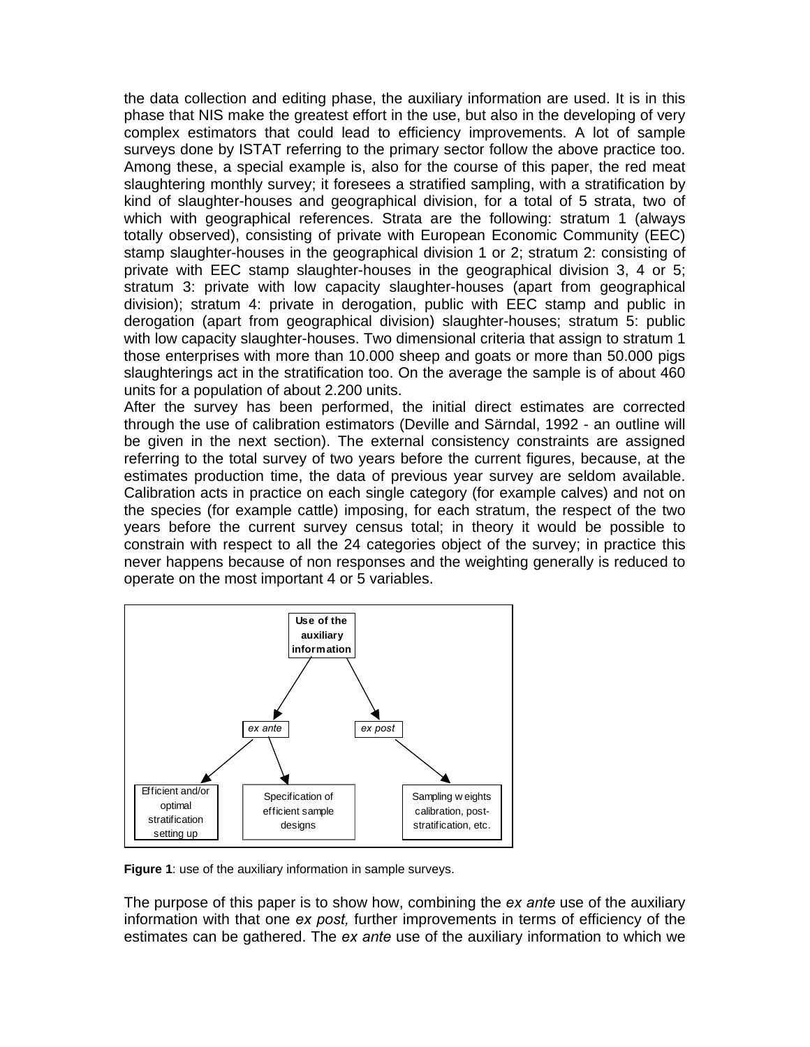the data collection and editing phase, the auxiliary information are used. It is in this phase that NIS make the greatest effort in the use, but also in the developing of very complex estimators that could lead to efficiency improvements. A lot of sample surveys done by ISTAT referring to the primary sector follow the above practice too. Among these, a special example is, also for the course of this paper, the red meat slaughtering monthly survey; it foresees a stratified sampling, with a stratification by kind of slaughter-houses and geographical division, for a total of 5 strata, two of which with geographical references. Strata are the following: stratum 1 (always totally observed), consisting of private with European Economic Community (EEC) stamp slaughter-houses in the geographical division 1 or 2; stratum 2: consisting of private with EEC stamp slaughter-houses in the geographical division 3, 4 or 5; stratum 3: private with low capacity slaughter-houses (apart from geographical division); stratum 4: private in derogation, public with EEC stamp and public in derogation (apart from geographical division) slaughter-houses; stratum 5: public with low capacity slaughter-houses. Two dimensional criteria that assign to stratum 1 those enterprises with more than 10.000 sheep and goats or more than 50.000 pigs slaughterings act in the stratification too. On the average the sample is of about 460 units for a population of about 2.200 units.

After the survey has been performed, the initial direct estimates are corrected through the use of calibration estimators (Deville and Särndal, 1992 - an outline will be given in the next section). The external consistency constraints are assigned referring to the total survey of two years before the current figures, because, at the estimates production time, the data of previous year survey are seldom available. Calibration acts in practice on each single category (for example calves) and not on the species (for example cattle) imposing, for each stratum, the respect of the two years before the current survey census total; in theory it would be possible to constrain with respect to all the 24 categories object of the survey; in practice this never happens because of non responses and the weighting generally is reduced to operate on the most important 4 or 5 variables.

**Figure 1**: use of the auxiliary information in sample surveys.

The purpose of this paper is to show how, combining the *ex ante* use of the auxiliary information with that one *ex post,* further improvements in terms of efficiency of the estimates can be gathered. The *ex ante* use of the auxiliary information to which we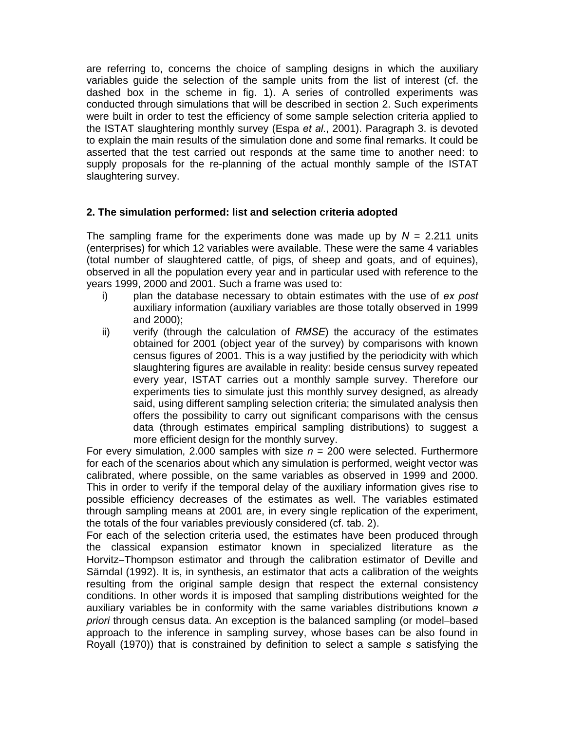are referring to, concerns the choice of sampling designs in which the auxiliary variables guide the selection of the sample units from the list of interest (cf. the dashed box in the scheme in fig. 1). A series of controlled experiments was conducted through simulations that will be described in section 2. Such experiments were built in order to test the efficiency of some sample selection criteria applied to the ISTAT slaughtering monthly survey (Espa *et al.*, 2001). Paragraph 3. is devoted to explain the main results of the simulation done and some final remarks. It could be asserted that the test carried out responds at the same time to another need: to supply proposals for the re-planning of the actual monthly sample of the ISTAT slaughtering survey.

## 2. The simulation performed: list and selection criteria adopted

The sampling frame for the experiments done was made up by $N$ = 2.211 units (enterprises) for which 12 variables were available. These were the same 4 variables (total number of slaughtered cattle, of pigs, of sheep and goats, and of equines), observed in all the population every year and in particular used with reference to the years 1999, 2000 and 2001. Such a frame was used to:

i) plan the database necessary to obtain estimates with the use of *ex post* auxiliary information (auxiliary variables are those totally observed in 1999 and 2000);
ii) verify (through the calculation of *RMSE*) the accuracy of the estimates obtained for 2001 (object year of the survey) by comparisons with known census figures of 2001. This is a way justified by the periodicity with which slaughtering figures are available in reality: beside census survey repeated every year, ISTAT carries out a monthly sample survey. Therefore our experiments ties to simulate just this monthly survey designed, as already said, using different sampling selection criteria; the simulated analysis then offers the possibility to carry out significant comparisons with the census data (through estimates empirical sampling distributions) to suggest a more efficient design for the monthly survey.

For every simulation, 2.000 samples with size $n$ = 200 were selected. Furthermore for each of the scenarios about which any simulation is performed, weight vector was calibrated, where possible, on the same variables as observed in 1999 and 2000. This in order to verify if the temporal delay of the auxiliary information gives rise to possible efficiency decreases of the estimates as well. The variables estimated through sampling means at 2001 are, in every single replication of the experiment, the totals of the four variables previously considered (cf. tab. 2).

For each of the selection criteria used, the estimates have been produced through the classical expansion estimator known in specialized literature as the Horvitz–Thompson estimator and through the calibration estimator of Deville and Särndal (1992). It is, in synthesis, an estimator that acts a calibration of the weights resulting from the original sample design that respect the external consistency conditions. In other words it is imposed that sampling distributions weighted for the auxiliary variables be in conformity with the same variables distributions known *a priori* through census data. An exception is the balanced sampling (or model–based approach to the inference in sampling survey, whose bases can be also found in Royall (1970)) that is constrained by definition to select a sample $s$ satisfying the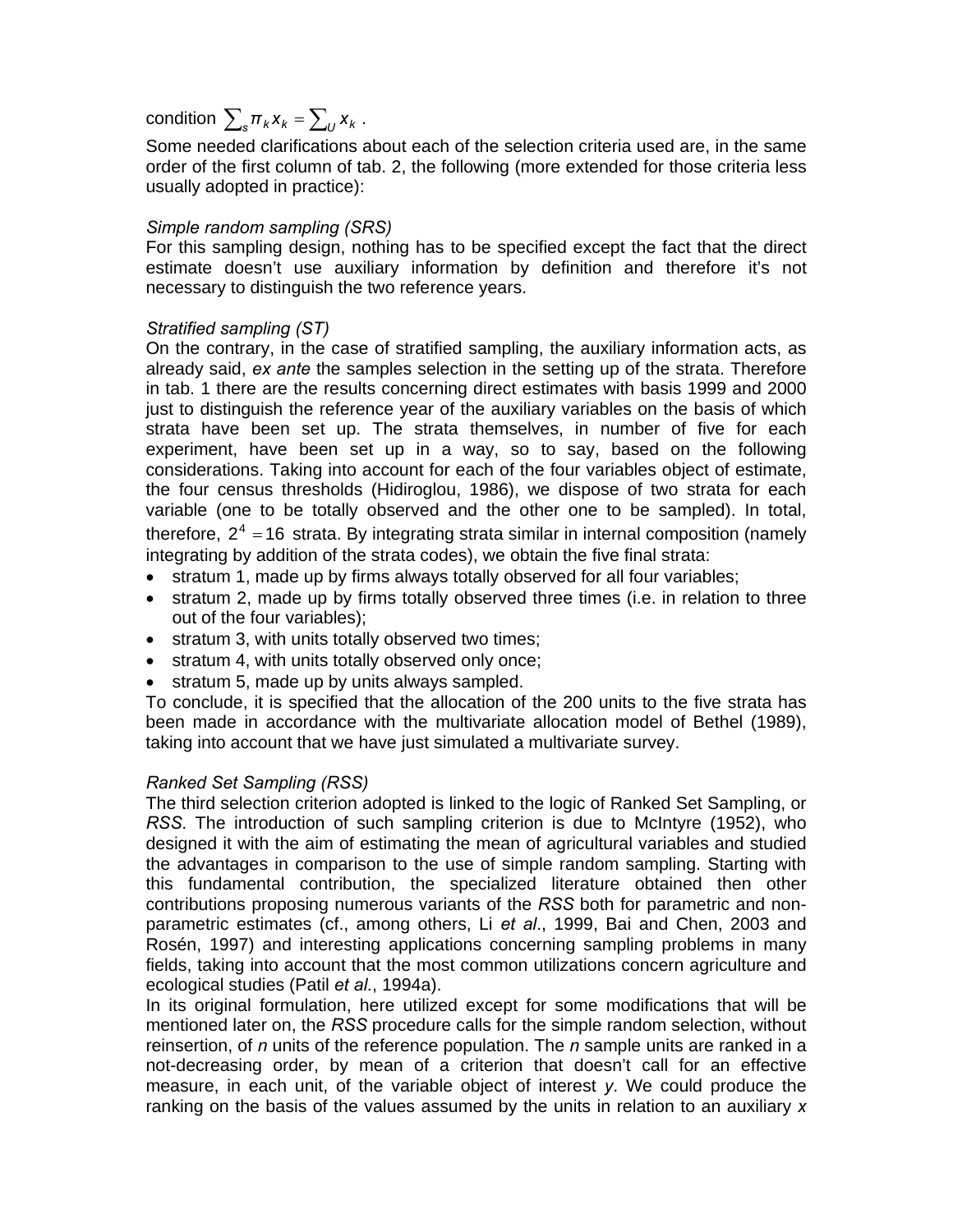condition $\sum_s \pi_k x_k = \sum_U x_k$ .

Some needed clarifications about each of the selection criteria used are, in the same order of the first column of tab. 2, the following (more extended for those criteria less usually adopted in practice):

*Simple random sampling (SRS)*

For this sampling design, nothing has to be specified except the fact that the direct estimate doesn't use auxiliary information by definition and therefore it's not necessary to distinguish the two reference years.

*Stratified sampling (ST)*

On the contrary, in the case of stratified sampling, the auxiliary information acts, as already said, *ex ante* the samples selection in the setting up of the strata. Therefore in tab. 1 there are the results concerning direct estimates with basis 1999 and 2000 just to distinguish the reference year of the auxiliary variables on the basis of which strata have been set up. The strata themselves, in number of five for each experiment, have been set up in a way, so to say, based on the following considerations. Taking into account for each of the four variables object of estimate, the four census thresholds (Hidiroglou, 1986), we dispose of two strata for each variable (one to be totally observed and the other one to be sampled). In total, therefore, $2^4 = 16$ strata. By integrating strata similar in internal composition (namely integrating by addition of the strata codes), we obtain the five final strata:

- stratum 1, made up by firms always totally observed for all four variables;
- stratum 2, made up by firms totally observed three times (i.e. in relation to three out of the four variables);
- stratum 3, with units totally observed two times;
- stratum 4, with units totally observed only once;
- stratum 5, made up by units always sampled.

To conclude, it is specified that the allocation of the 200 units to the five strata has been made in accordance with the multivariate allocation model of Bethel (1989), taking into account that we have just simulated a multivariate survey.

*Ranked Set Sampling (RSS)*

The third selection criterion adopted is linked to the logic of Ranked Set Sampling, or *RSS*. The introduction of such sampling criterion is due to McIntyre (1952), who designed it with the aim of estimating the mean of agricultural variables and studied the advantages in comparison to the use of simple random sampling. Starting with this fundamental contribution, the specialized literature obtained then other contributions proposing numerous variants of the *RSS* both for parametric and non-parametric estimates (cf., among others, Li *et al*., 1999, Bai and Chen, 2003 and Rosén, 1997) and interesting applications concerning sampling problems in many fields, taking into account that the most common utilizations concern agriculture and ecological studies (Patil *et al*., 1994a).

In its original formulation, here utilized except for some modifications that will be mentioned later on, the *RSS* procedure calls for the simple random selection, without reinsertion, of *n* units of the reference population. The *n* sample units are ranked in a not-decreasing order, by mean of a criterion that doesn't call for an effective measure, in each unit, of the variable object of interest *y*. We could produce the ranking on the basis of the values assumed by the units in relation to an auxiliary *x*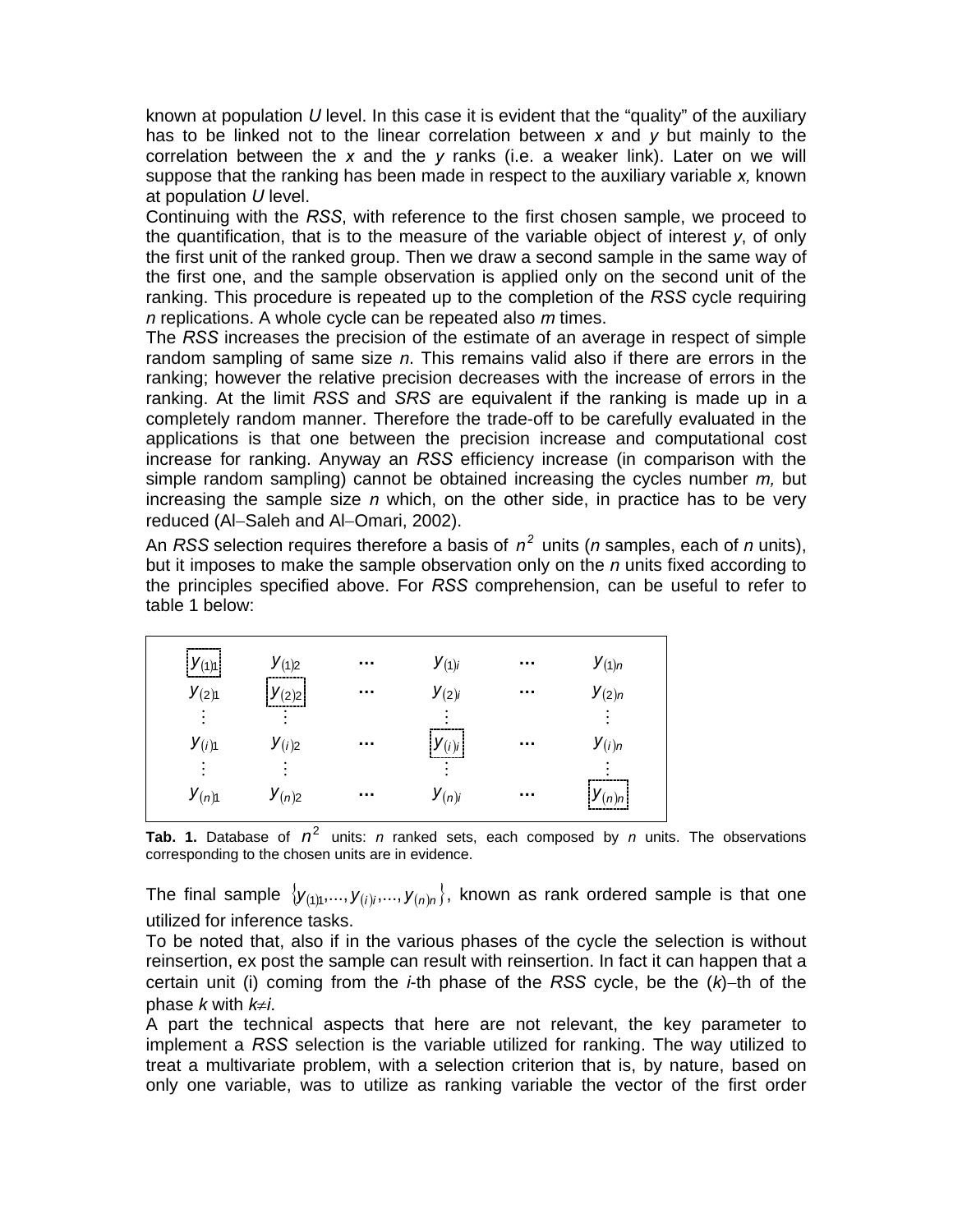known at population *U* level. In this case it is evident that the "quality" of the auxiliary has to be linked not to the linear correlation between *x* and *y* but mainly to the correlation between the *x* and the *y* ranks (i.e. a weaker link). Later on we will suppose that the ranking has been made in respect to the auxiliary variable *x,* known at population *U* level.

Continuing with the *RSS*, with reference to the first chosen sample, we proceed to the quantification, that is to the measure of the variable object of interest *y*, of only the first unit of the ranked group. Then we draw a second sample in the same way of the first one, and the sample observation is applied only on the second unit of the ranking. This procedure is repeated up to the completion of the *RSS* cycle requiring *n* replications. A whole cycle can be repeated also *m* times.

The *RSS* increases the precision of the estimate of an average in respect of simple random sampling of same size *n*. This remains valid also if there are errors in the ranking; however the relative precision decreases with the increase of errors in the ranking. At the limit *RSS* and *SRS* are equivalent if the ranking is made up in a completely random manner. Therefore the trade-off to be carefully evaluated in the applications is that one between the precision increase and computational cost increase for ranking. Anyway an *RSS* efficiency increase (in comparison with the simple random sampling) cannot be obtained increasing the cycles number *m,* but increasing the sample size *n* which, on the other side, in practice has to be very reduced (Al−Saleh and Al−Omari, 2002).

An *RSS* selection requires therefore a basis of $n^2$ units (*n* samples, each of *n* units), but it imposes to make the sample observation only on the *n* units fixed according to the principles specified above. For *RSS* comprehension, can be useful to refer to table 1 below:

| | | | | | |
|---|---|---|---|---|---|
| **$y_{(1)1}$** | $y_{(1)2}$ | … | $y_{(1)i}$ | … | $y_{(1)n}$ |
| $y_{(2)1}$ | **$y_{(2)2}$** | … | $y_{(2)i}$ | … | $y_{(2)n}$ |
| ⋮ | ⋮ | | ⋮ | | ⋮ |
| $y_{(i)1}$ | $y_{(i)2}$ | … | **$y_{(i)i}$** | … | $y_{(i)n}$ |
| ⋮ | ⋮ | | ⋮ | | ⋮ |
| $y_{(n)1}$ | $y_{(n)2}$ | … | $y_{(n)i}$ | … | **$y_{(n)n}$** |

**Tab. 1.** Database of $n^2$ units: *n* ranked sets, each composed by *n* units. The observations corresponding to the chosen units are in evidence.

The final sample $\{y_{(1)1},...,y_{(i)i},...,y_{(n)n}\}$, known as rank ordered sample is that one utilized for inference tasks.

To be noted that, also if in the various phases of the cycle the selection is without reinsertion, ex post the sample can result with reinsertion. In fact it can happen that a certain unit (i) coming from the *i*-th phase of the *RSS* cycle, be the (*k*)−th of the phase *k* with $k \neq i$.

A part the technical aspects that here are not relevant, the key parameter to implement a *RSS* selection is the variable utilized for ranking. The way utilized to treat a multivariate problem, with a selection criterion that is, by nature, based on only one variable, was to utilize as ranking variable the vector of the first order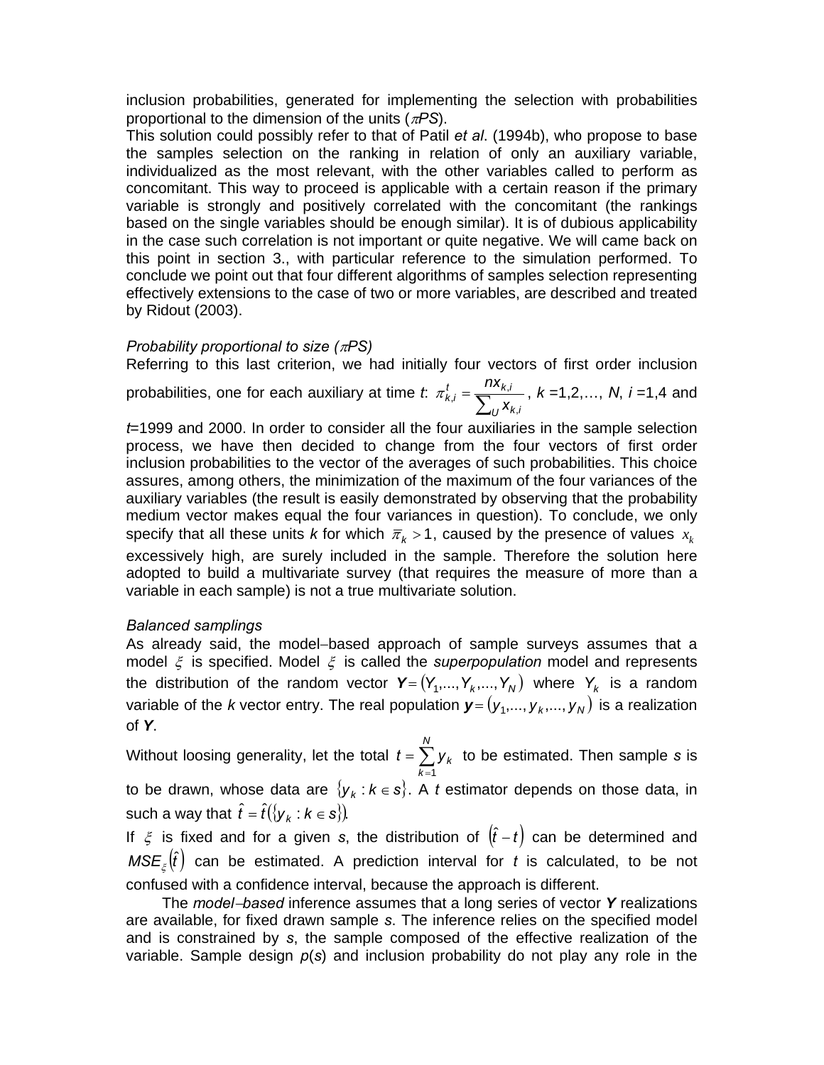inclusion probabilities, generated for implementing the selection with probabilities proportional to the dimension of the units ($\pi PS$).

This solution could possibly refer to that of Patil *et al*. (1994b), who propose to base the samples selection on the ranking in relation of only an auxiliary variable, individualized as the most relevant, with the other variables called to perform as concomitant. This way to proceed is applicable with a certain reason if the primary variable is strongly and positively correlated with the concomitant (the rankings based on the single variables should be enough similar). It is of dubious applicability in the case such correlation is not important or quite negative. We will came back on this point in section 3., with particular reference to the simulation performed. To conclude we point out that four different algorithms of samples selection representing effectively extensions to the case of two or more variables, are described and treated by Ridout (2003).

*Probability proportional to size ($\pi PS$)*

Referring to this last criterion, we had initially four vectors of first order inclusion probabilities, one for each auxiliary at time *t*: $\pi_{k,i}^{t} = \frac{n x_{k,i}}{\sum_{U} x_{k,i}}$, $k = 1,2,\ldots, N$, $i = 1,4$ and $t$=1999 and 2000. In order to consider all the four auxiliaries in the sample selection process, we have then decided to change from the four vectors of first order inclusion probabilities to the vector of the averages of such probabilities. This choice assures, among others, the minimization of the maximum of the four variances of the auxiliary variables (the result is easily demonstrated by observing that the probability medium vector makes equal the four variances in question). To conclude, we only specify that all these units *k* for which $\bar{\pi}_k > 1$, caused by the presence of values $x_k$ excessively high, are surely included in the sample. Therefore the solution here adopted to build a multivariate survey (that requires the measure of more than a variable in each sample) is not a true multivariate solution.

*Balanced samplings*

As already said, the model–based approach of sample surveys assumes that a model $\xi$ is specified. Model $\xi$ is called the *superpopulation* model and represents the distribution of the random vector $\boldsymbol{Y} = (Y_1, \ldots, Y_k, \ldots, Y_N)$ where $Y_k$ is a random variable of the *k* vector entry. The real population $\boldsymbol{y} = (y_1, \ldots, y_k, \ldots, y_N)$ is a realization of $\boldsymbol{Y}$.

Without loosing generality, let the total $t = \sum_{k=1}^{N} y_k$ to be estimated. Then sample *s* is to be drawn, whose data are $\{y_k : k \in s\}$. A *t* estimator depends on those data, in such a way that $\hat{t} = \hat{t}(\{y_k : k \in s\})$.

If $\xi$ is fixed and for a given *s*, the distribution of $(\hat{t} - t)$ can be determined and $MSE_{\xi}(\hat{t})$ can be estimated. A prediction interval for *t* is calculated, to be not confused with a confidence interval, because the approach is different.

The *model–based* inference assumes that a long series of vector $\boldsymbol{Y}$ realizations are available, for fixed drawn sample *s*. The inference relies on the specified model and is constrained by *s*, the sample composed of the effective realization of the variable. Sample design *p*(*s*) and inclusion probability do not play any role in the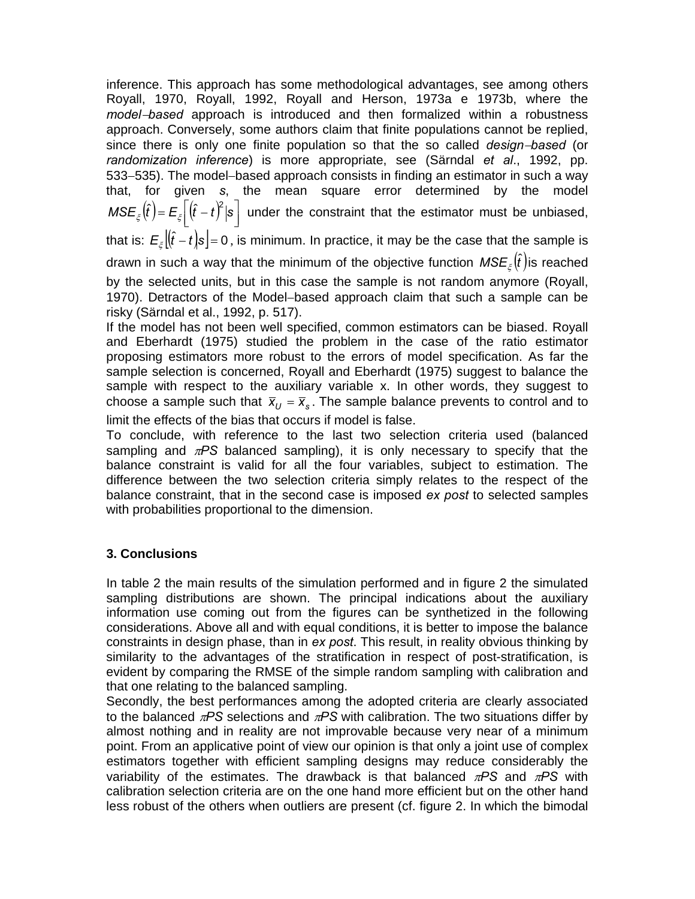inference. This approach has some methodological advantages, see among others Royall, 1970, Royall, 1992, Royall and Herson, 1973a e 1973b, where the *model–based* approach is introduced and then formalized within a robustness approach. Conversely, some authors claim that finite populations cannot be replied, since there is only one finite population so that the so called *design–based* (or *randomization inference*) is more appropriate, see (Särndal *et al*., 1992, pp. 533–535). The model–based approach consists in finding an estimator in such a way that, for given *s*, the mean square error determined by the model $MSE_{\xi}\left(\hat{t}\right) = E_{\xi}\left[\left(\hat{t} - t\right)^2 \middle| s\right]$ under the constraint that the estimator must be unbiased, that is: $E_{\xi}\left[\left(\hat{t} - t\right)\middle| s\right] = 0$, is minimum. In practice, it may be the case that the sample is drawn in such a way that the minimum of the objective function $MSE_{\xi}\left(\hat{t}\right)$ is reached by the selected units, but in this case the sample is not random anymore (Royall, 1970). Detractors of the Model–based approach claim that such a sample can be risky (Särndal et al., 1992, p. 517).

If the model has not been well specified, common estimators can be biased. Royall and Eberhardt (1975) studied the problem in the case of the ratio estimator proposing estimators more robust to the errors of model specification. As far the sample selection is concerned, Royall and Eberhardt (1975) suggest to balance the sample with respect to the auxiliary variable x. In other words, they suggest to choose a sample such that $\bar{x}_U = \bar{x}_s$. The sample balance prevents to control and to limit the effects of the bias that occurs if model is false.

To conclude, with reference to the last two selection criteria used (balanced sampling and *πPS* balanced sampling), it is only necessary to specify that the balance constraint is valid for all the four variables, subject to estimation. The difference between the two selection criteria simply relates to the respect of the balance constraint, that in the second case is imposed *ex post* to selected samples with probabilities proportional to the dimension.

## 3. Conclusions

In table 2 the main results of the simulation performed and in figure 2 the simulated sampling distributions are shown. The principal indications about the auxiliary information use coming out from the figures can be synthetized in the following considerations. Above all and with equal conditions, it is better to impose the balance constraints in design phase, than in *ex post*. This result, in reality obvious thinking by similarity to the advantages of the stratification in respect of post-stratification, is evident by comparing the RMSE of the simple random sampling with calibration and that one relating to the balanced sampling.

Secondly, the best performances among the adopted criteria are clearly associated to the balanced *πPS* selections and *πPS* with calibration. The two situations differ by almost nothing and in reality are not improvable because very near of a minimum point. From an applicative point of view our opinion is that only a joint use of complex estimators together with efficient sampling designs may reduce considerably the variability of the estimates. The drawback is that balanced *πPS* and *πPS* with calibration selection criteria are on the one hand more efficient but on the other hand less robust of the others when outliers are present (cf. figure 2. In which the bimodal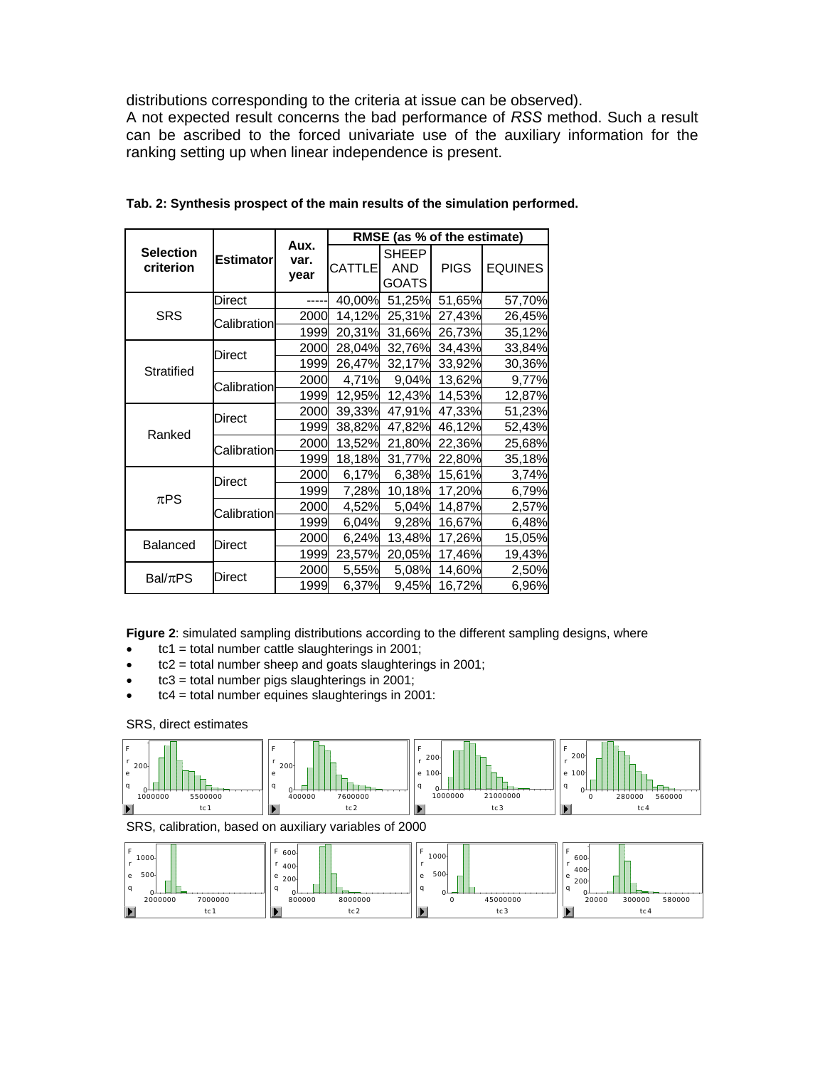distributions corresponding to the criteria at issue can be observed).

A not expected result concerns the bad performance of *RSS* method. Such a result can be ascribed to the forced univariate use of the auxiliary information for the ranking setting up when linear independence is present.

**Tab. 2: Synthesis prospect of the main results of the simulation performed.**

| Selection criterion | Estimator | Aux. var. year | RMSE (as % of the estimate) | | | |
|---|---|---|---|---|---|---|
| | | | CATTLE | SHEEP AND GOATS | PIGS | EQUINES |
| SRS | Direct | ----- | 40,00% | 51,25% | 51,65% | 57,70% |
| | Calibration | 2000 | 14,12% | 25,31% | 27,43% | 26,45% |
| | | 1999 | 20,31% | 31,66% | 26,73% | 35,12% |
| Stratified | Direct | 2000 | 28,04% | 32,76% | 34,43% | 33,84% |
| | | 1999 | 26,47% | 32,17% | 33,92% | 30,36% |
| | Calibration | 2000 | 4,71% | 9,04% | 13,62% | 9,77% |
| | | 1999 | 12,95% | 12,43% | 14,53% | 12,87% |
| Ranked | Direct | 2000 | 39,33% | 47,91% | 47,33% | 51,23% |
| | | 1999 | 38,82% | 47,82% | 46,12% | 52,43% |
| | Calibration | 2000 | 13,52% | 21,80% | 22,36% | 25,68% |
| | | 1999 | 18,18% | 31,77% | 22,80% | 35,18% |
| $\pi$PS | Direct | 2000 | 6,17% | 6,38% | 15,61% | 3,74% |
| | | 1999 | 7,28% | 10,18% | 17,20% | 6,79% |
| | Calibration | 2000 | 4,52% | 5,04% | 14,87% | 2,57% |
| | | 1999 | 6,04% | 9,28% | 16,67% | 6,48% |
| Balanced | Direct | 2000 | 6,24% | 13,48% | 17,26% | 15,05% |
| | | 1999 | 23,57% | 20,05% | 17,46% | 19,43% |
| Bal/$\pi$PS | Direct | 2000 | 5,55% | 5,08% | 14,60% | 2,50% |
| | | 1999 | 6,37% | 9,45% | 16,72% | 6,96% |

**Figure 2**: simulated sampling distributions according to the different sampling designs, where

- tc1 = total number cattle slaughterings in 2001;
- tc2 = total number sheep and goats slaughterings in 2001;
- tc3 = total number pigs slaughterings in 2001;
- tc4 = total number equines slaughterings in 2001:

SRS, direct estimates

SRS, calibration, based on auxiliary variables of 2000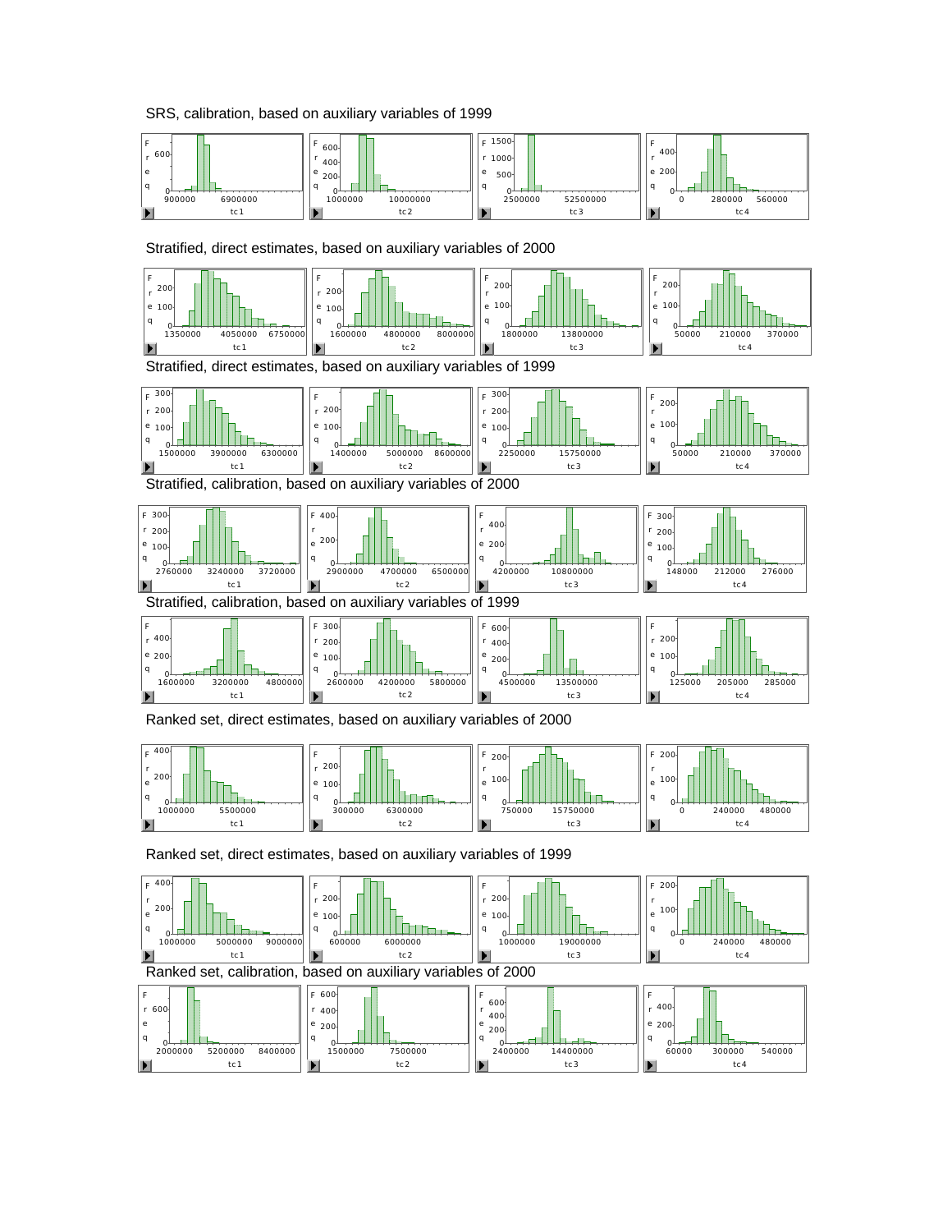SRS, calibration, based on auxiliary variables of 1999

Stratified, direct estimates, based on auxiliary variables of 2000

Stratified, direct estimates, based on auxiliary variables of 1999

Stratified, calibration, based on auxiliary variables of 2000

Stratified, calibration, based on auxiliary variables of 1999

Ranked set, direct estimates, based on auxiliary variables of 2000

Ranked set, direct estimates, based on auxiliary variables of 1999

Ranked set, calibration, based on auxiliary variables of 2000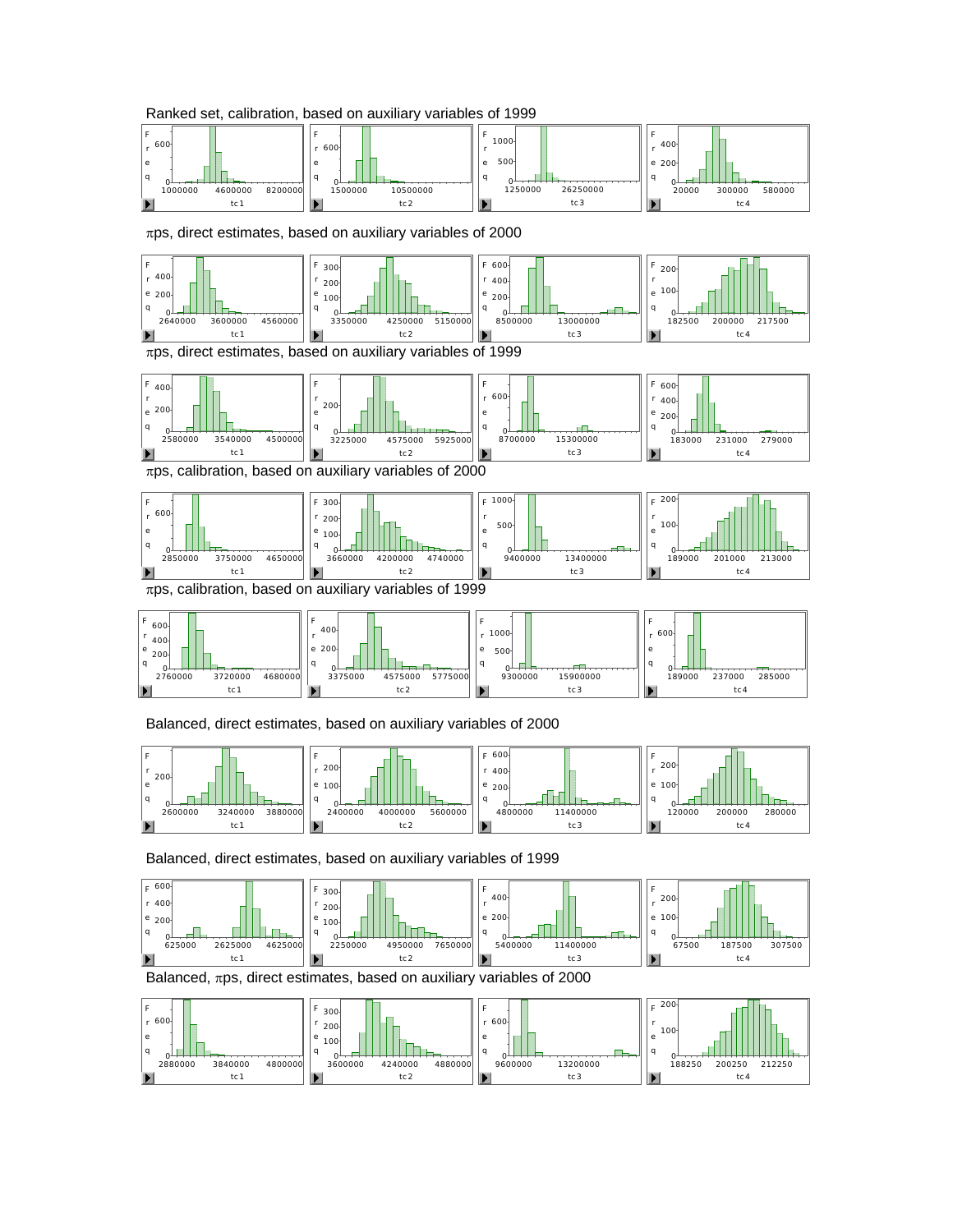Ranked set, calibration, based on auxiliary variables of 1999

$\pi$ps, direct estimates, based on auxiliary variables of 2000

$\pi$ps, direct estimates, based on auxiliary variables of 1999

$\pi$ps, calibration, based on auxiliary variables of 2000

$\pi$ps, calibration, based on auxiliary variables of 1999

Balanced, direct estimates, based on auxiliary variables of 2000

Balanced, direct estimates, based on auxiliary variables of 1999

Balanced, $\pi$ps, direct estimates, based on auxiliary variables of 2000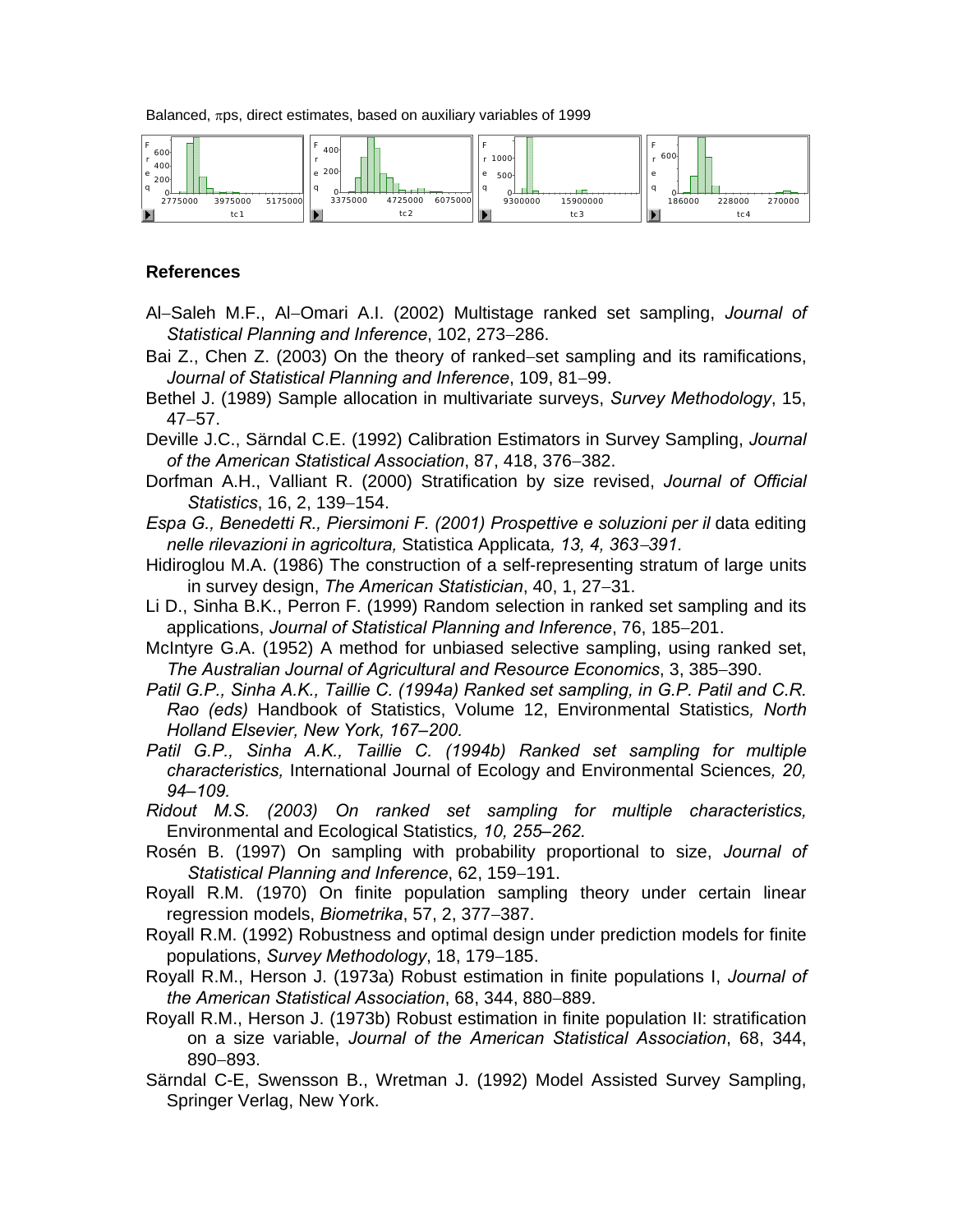Balanced, πps, direct estimates, based on auxiliary variables of 1999

F r e q
600
400
200
0
2775000 3975000 5175000
tc1

F r e q
400
200
0
3375000 4725000 6075000
tc2

F r e q
1000
500
0
9300000 15900000
tc3

F r e q
600
0
186000 228000 270000
tc4

## References

Al–Saleh M.F., Al–Omari A.I. (2002) Multistage ranked set sampling, *Journal of Statistical Planning and Inference*, 102, 273–286.

Bai Z., Chen Z. (2003) On the theory of ranked–set sampling and its ramifications, *Journal of Statistical Planning and Inference*, 109, 81–99.

Bethel J. (1989) Sample allocation in multivariate surveys, *Survey Methodology*, 15, 47–57.

Deville J.C., Särndal C.E. (1992) Calibration Estimators in Survey Sampling, *Journal of the American Statistical Association*, 87, 418, 376–382.

Dorfman A.H., Valliant R. (2000) Stratification by size revised, *Journal of Official Statistics*, 16, 2, 139–154.

*Espa G., Benedetti R., Piersimoni F. (2001) Prospettive e soluzioni per il* data editing *nelle rilevazioni in agricoltura,* Statistica Applicata*, 13, 4, 363–391.*

Hidiroglou M.A. (1986) The construction of a self-representing stratum of large units in survey design, *The American Statistician*, 40, 1, 27–31.

Li D., Sinha B.K., Perron F. (1999) Random selection in ranked set sampling and its applications, *Journal of Statistical Planning and Inference*, 76, 185–201.

McIntyre G.A. (1952) A method for unbiased selective sampling, using ranked set, *The Australian Journal of Agricultural and Resource Economics*, 3, 385–390.

*Patil G.P., Sinha A.K., Taillie C. (1994a) Ranked set sampling, in G.P. Patil and C.R. Rao (eds)* Handbook of Statistics, Volume 12, Environmental Statistics*, North Holland Elsevier, New York, 167–200.*

*Patil G.P., Sinha A.K., Taillie C. (1994b) Ranked set sampling for multiple characteristics,* International Journal of Ecology and Environmental Sciences*, 20, 94–109.*

*Ridout M.S. (2003) On ranked set sampling for multiple characteristics,* Environmental and Ecological Statistics*, 10, 255–262.*

Rosén B. (1997) On sampling with probability proportional to size, *Journal of Statistical Planning and Inference*, 62, 159–191.

Royall R.M. (1970) On finite population sampling theory under certain linear regression models, *Biometrika*, 57, 2, 377–387.

Royall R.M. (1992) Robustness and optimal design under prediction models for finite populations, *Survey Methodology*, 18, 179–185.

Royall R.M., Herson J. (1973a) Robust estimation in finite populations I, *Journal of the American Statistical Association*, 68, 344, 880–889.

Royall R.M., Herson J. (1973b) Robust estimation in finite population II: stratification on a size variable, *Journal of the American Statistical Association*, 68, 344, 890–893.

Särndal C-E, Swensson B., Wretman J. (1992) Model Assisted Survey Sampling, Springer Verlag, New York.